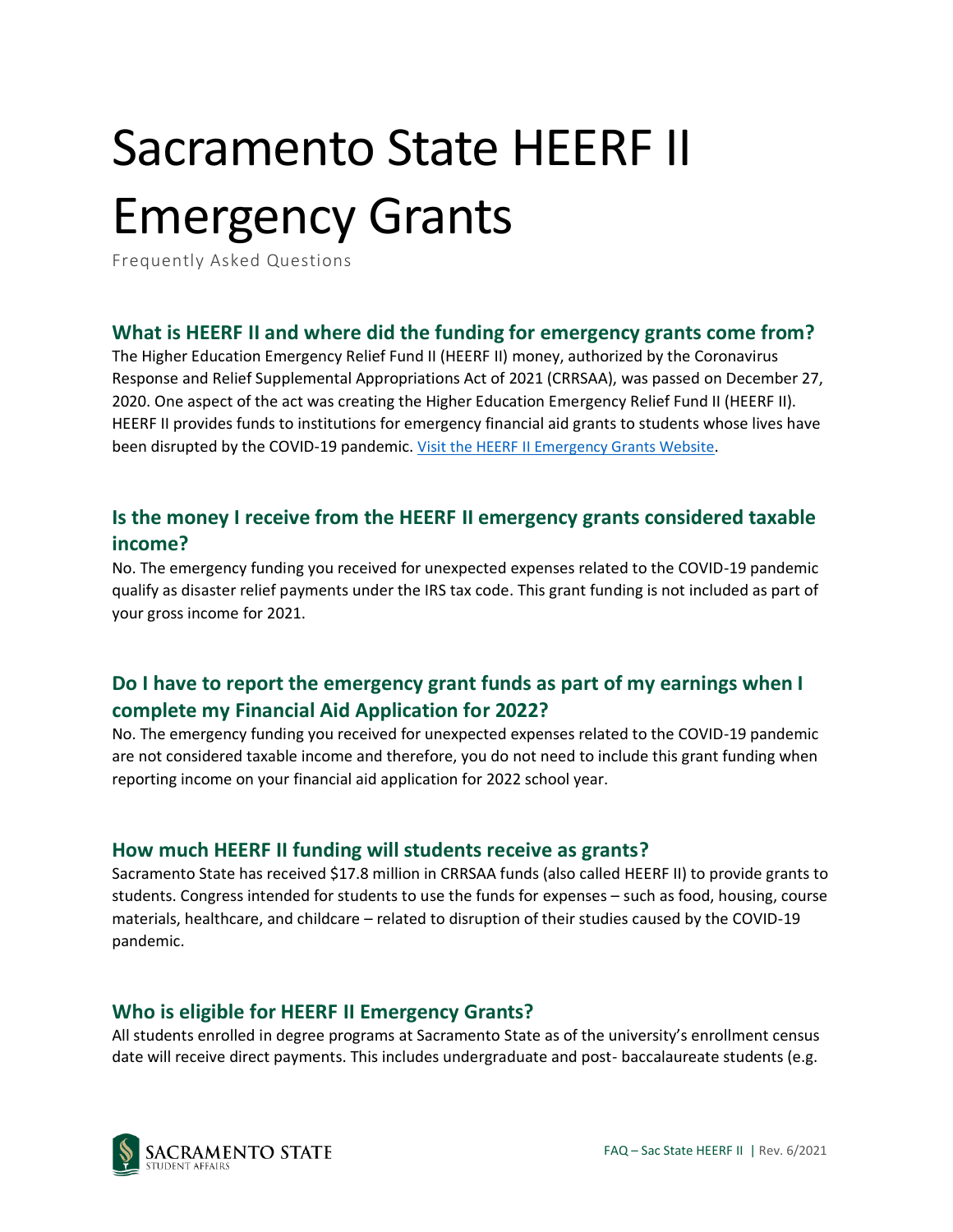# Sacramento State HEERF II Emergency Grants

Frequently Asked Questions

## What is HEERF II and where did the funding for emergency grants come from?

The Higher Education Emergency Relief Fund II (HEERF II) money, authorized by the Coronavirus Response and Relief Supplemental Appropriations Act of 2021 (CRRSAA), was passed on December 27, 2020. One aspect of the act was creating the Higher Education Emergency Relief Fund II (HEERF II). HEERF II provides funds to institutions for emergency financial aid grants to students whose lives have been disrupted by the COVID-19 pandemic. [Visit the HEERF II Emergency Grants Website](#).

## Is the money I receive from the HEERF II emergency grants considered taxable income?

No. The emergency funding you received for unexpected expenses related to the COVID-19 pandemic qualify as disaster relief payments under the IRS tax code. This grant funding is not included as part of your gross income for 2021.

## Do I have to report the emergency grant funds as part of my earnings when I complete my Financial Aid Application for 2022?

No. The emergency funding you received for unexpected expenses related to the COVID-19 pandemic are not considered taxable income and therefore, you do not need to include this grant funding when reporting income on your financial aid application for 2022 school year.

## How much HEERF II funding will students receive as grants?

Sacramento State has received $17.8 million in CRRSAA funds (also called HEERF II) to provide grants to students. Congress intended for students to use the funds for expenses – such as food, housing, course materials, healthcare, and childcare – related to disruption of their studies caused by the COVID-19 pandemic.

## Who is eligible for HEERF II Emergency Grants?

All students enrolled in degree programs at Sacramento State as of the university's enrollment census date will receive direct payments. This includes undergraduate and post- baccalaureate students (e.g.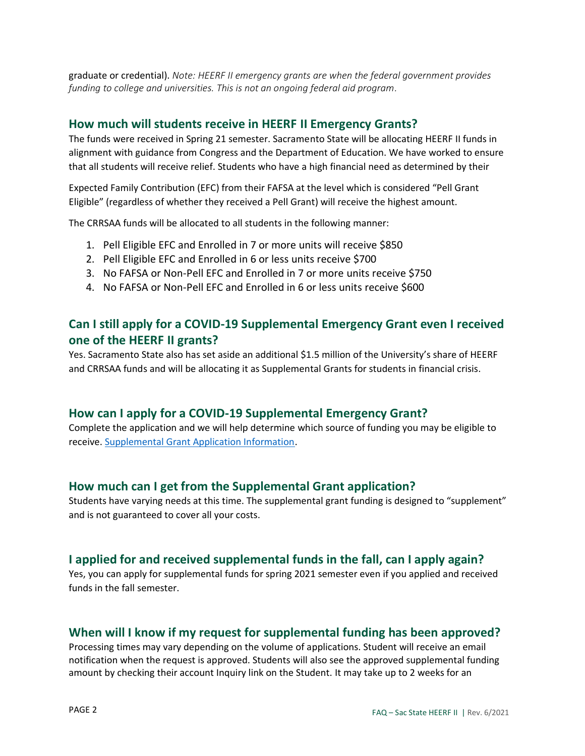graduate or credential). *Note: HEERF II emergency grants are when the federal government provides funding to college and universities. This is not an ongoing federal aid program.*

## How much will students receive in HEERF II Emergency Grants?

The funds were received in Spring 21 semester. Sacramento State will be allocating HEERF II funds in alignment with guidance from Congress and the Department of Education. We have worked to ensure that all students will receive relief. Students who have a high financial need as determined by their

Expected Family Contribution (EFC) from their FAFSA at the level which is considered "Pell Grant Eligible" (regardless of whether they received a Pell Grant) will receive the highest amount.

The CRRSAA funds will be allocated to all students in the following manner:

1. Pell Eligible EFC and Enrolled in 7 or more units will receive $850
2. Pell Eligible EFC and Enrolled in 6 or less units receive $700
3. No FAFSA or Non-Pell EFC and Enrolled in 7 or more units receive $750
4. No FAFSA or Non-Pell EFC and Enrolled in 6 or less units receive $600

## Can I still apply for a COVID-19 Supplemental Emergency Grant even I received one of the HEERF II grants?

Yes. Sacramento State also has set aside an additional $1.5 million of the University's share of HEERF and CRRSAA funds and will be allocating it as Supplemental Grants for students in financial crisis.

## How can I apply for a COVID-19 Supplemental Emergency Grant?

Complete the application and we will help determine which source of funding you may be eligible to receive. [Supplemental Grant Application Information](#).

## How much can I get from the Supplemental Grant application?

Students have varying needs at this time. The supplemental grant funding is designed to "supplement" and is not guaranteed to cover all your costs.

## I applied for and received supplemental funds in the fall, can I apply again?

Yes, you can apply for supplemental funds for spring 2021 semester even if you applied and received funds in the fall semester.

## When will I know if my request for supplemental funding has been approved?

Processing times may vary depending on the volume of applications. Student will receive an email notification when the request is approved. Students will also see the approved supplemental funding amount by checking their account Inquiry link on the Student. It may take up to 2 weeks for an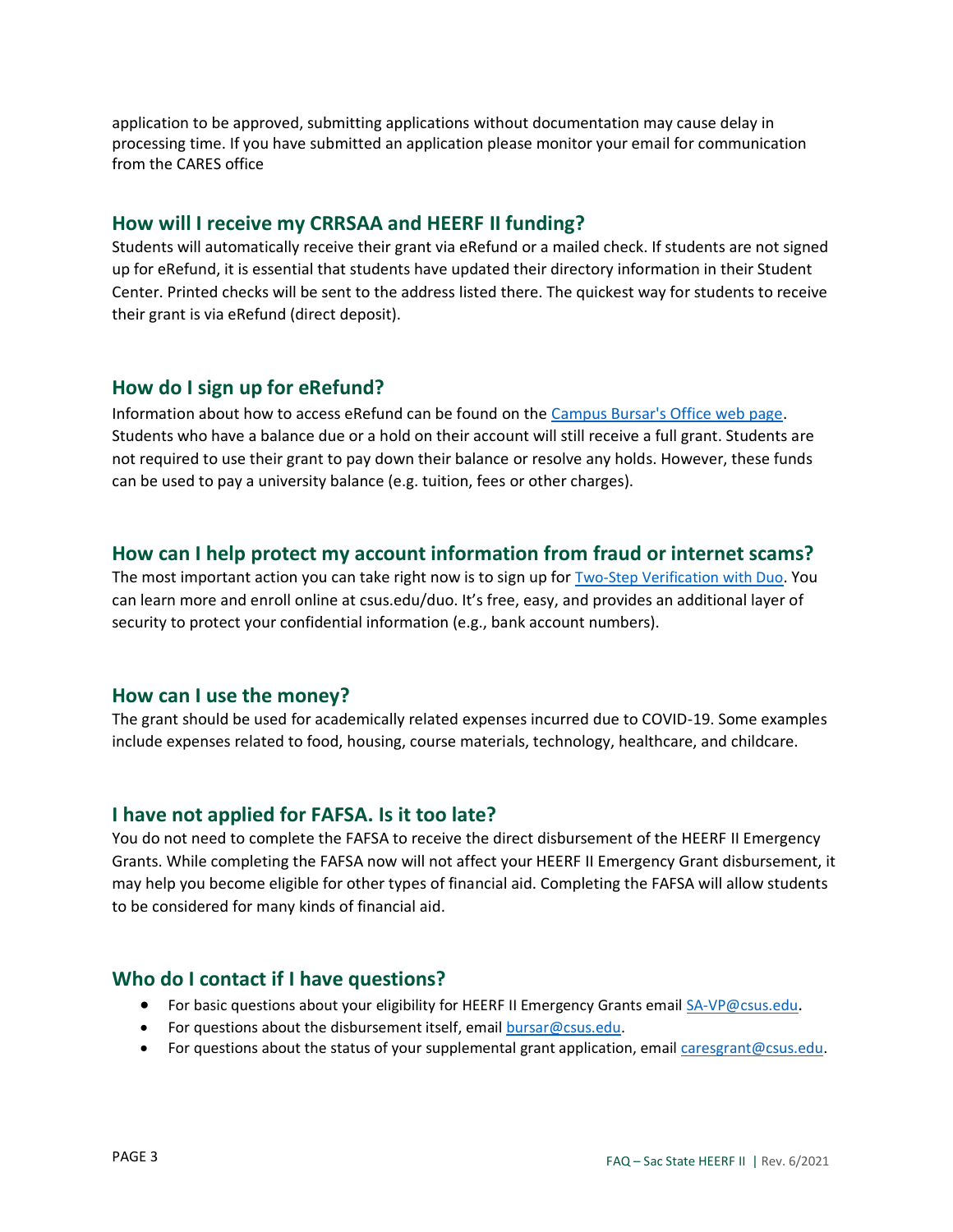application to be approved, submitting applications without documentation may cause delay in processing time. If you have submitted an application please monitor your email for communication from the CARES office

## How will I receive my CRRSAA and HEERF II funding?

Students will automatically receive their grant via eRefund or a mailed check. If students are not signed up for eRefund, it is essential that students have updated their directory information in their Student Center. Printed checks will be sent to the address listed there. The quickest way for students to receive their grant is via eRefund (direct deposit).

## How do I sign up for eRefund?

Information about how to access eRefund can be found on the Campus Bursar's Office web page. Students who have a balance due or a hold on their account will still receive a full grant. Students are not required to use their grant to pay down their balance or resolve any holds. However, these funds can be used to pay a university balance (e.g. tuition, fees or other charges).

## How can I help protect my account information from fraud or internet scams?

The most important action you can take right now is to sign up for Two-Step Verification with Duo. You can learn more and enroll online at csus.edu/duo. It's free, easy, and provides an additional layer of security to protect your confidential information (e.g., bank account numbers).

## How can I use the money?

The grant should be used for academically related expenses incurred due to COVID-19. Some examples include expenses related to food, housing, course materials, technology, healthcare, and childcare.

## I have not applied for FAFSA. Is it too late?

You do not need to complete the FAFSA to receive the direct disbursement of the HEERF II Emergency Grants. While completing the FAFSA now will not affect your HEERF II Emergency Grant disbursement, it may help you become eligible for other types of financial aid. Completing the FAFSA will allow students to be considered for many kinds of financial aid.

## Who do I contact if I have questions?

- For basic questions about your eligibility for HEERF II Emergency Grants email SA-VP@csus.edu.
- For questions about the disbursement itself, email bursar@csus.edu.
- For questions about the status of your supplemental grant application, email caresgrant@csus.edu.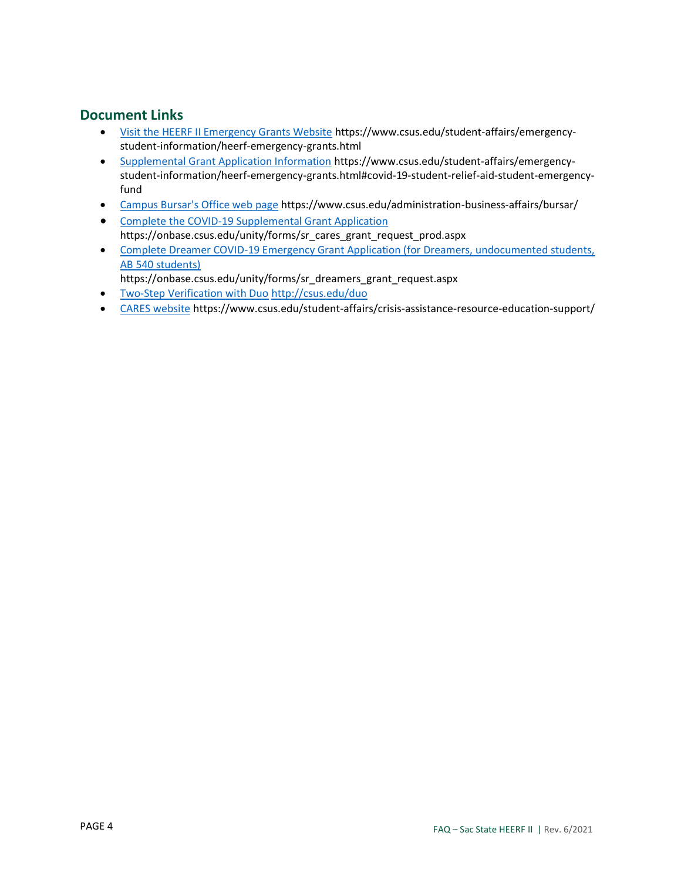## Document Links

- Visit the HEERF II Emergency Grants Website https://www.csus.edu/student-affairs/emergency-student-information/heerf-emergency-grants.html
- Supplemental Grant Application Information https://www.csus.edu/student-affairs/emergency-student-information/heerf-emergency-grants.html#covid-19-student-relief-aid-student-emergency-fund
- Campus Bursar's Office web page https://www.csus.edu/administration-business-affairs/bursar/
- Complete the COVID-19 Supplemental Grant Application https://onbase.csus.edu/unity/forms/sr_cares_grant_request_prod.aspx
- Complete Dreamer COVID-19 Emergency Grant Application (for Dreamers, undocumented students, AB 540 students) https://onbase.csus.edu/unity/forms/sr_dreamers_grant_request.aspx
- Two-Step Verification with Duo http://csus.edu/duo
- CARES website https://www.csus.edu/student-affairs/crisis-assistance-resource-education-support/